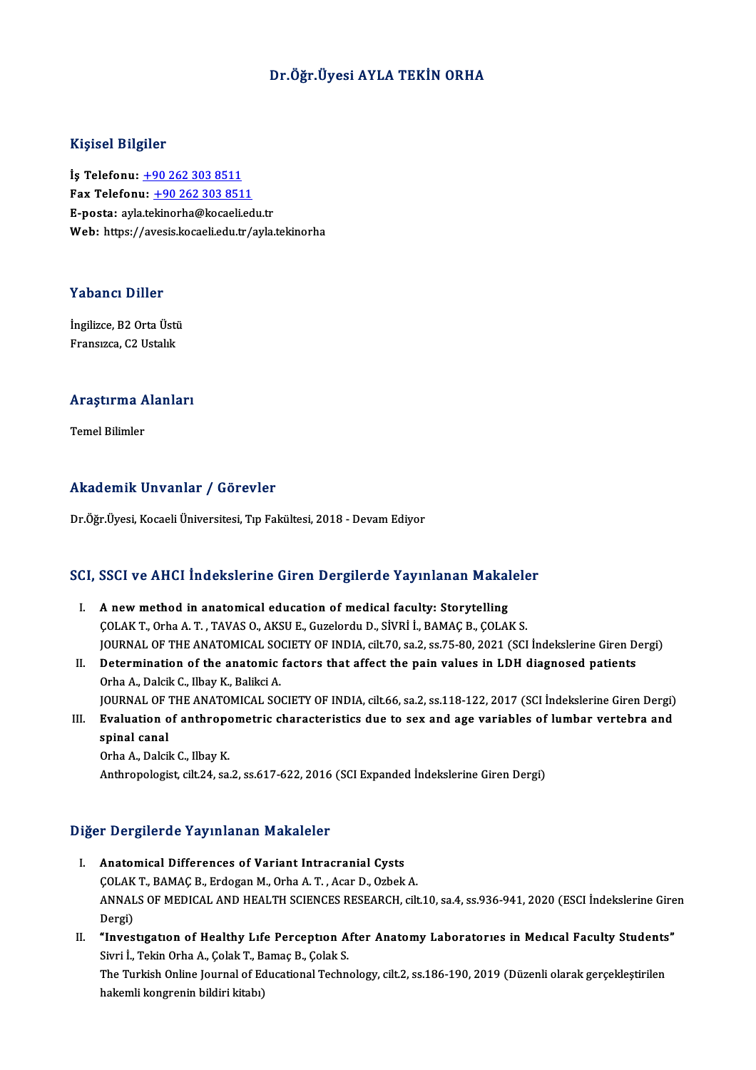# Dr.Öğr.Üyesi AYLA TEKİN ORHA

## Kişisel Bilgiler

**İş Telefonu:** +90 262 303 8511
**Fax Telefonu:** +90 262 303 8511
**E-posta:** ayla.tekinorha@kocaeli.edu.tr
**Web:** https://avesis.kocaeli.edu.tr/ayla.tekinorha

## Yabancı Diller

İngilizce, B2 Orta Üstü
Fransızca, C2 Ustalık

## Araştırma Alanları

Temel Bilimler

## Akademik Unvanlar / Görevler

Dr.Öğr.Üyesi, Kocaeli Üniversitesi, Tıp Fakültesi, 2018 - Devam Ediyor

## SCI, SSCI ve AHCI İndekslerine Giren Dergilerde Yayınlanan Makaleler

I. **A new method in anatomical education of medical faculty: Storytelling**
ÇOLAK T., Orha A. T. , TAVAS O., AKSU E., Guzelordu D., SİVRİ İ., BAMAÇ B., ÇOLAK S.
JOURNAL OF THE ANATOMICAL SOCIETY OF INDIA, cilt.70, sa.2, ss.75-80, 2021 (SCI İndekslerine Giren Dergi)

II. **Determination of the anatomic factors that affect the pain values in LDH diagnosed patients**
Orha A., Dalcik C., Ilbay K., Balikci A.
JOURNAL OF THE ANATOMICAL SOCIETY OF INDIA, cilt.66, sa.2, ss.118-122, 2017 (SCI İndekslerine Giren Dergi)

III. **Evaluation of anthropometric characteristics due to sex and age variables of lumbar vertebra and spinal canal**
Orha A., Dalcik C., Ilbay K.
Anthropologist, cilt.24, sa.2, ss.617-622, 2016 (SCI Expanded İndekslerine Giren Dergi)

## Diğer Dergilerde Yayınlanan Makaleler

I. **Anatomical Differences of Variant Intracranial Cysts**
ÇOLAK T., BAMAÇ B., Erdogan M., Orha A. T. , Acar D., Ozbek A.
ANNALS OF MEDICAL AND HEALTH SCIENCES RESEARCH, cilt.10, sa.4, ss.936-941, 2020 (ESCI İndekslerine Giren Dergi)

II. **"Investıgatıon of Healthy Lıfe Perceptıon After Anatomy Laboratorıes in Medıcal Faculty Students"**
Sivri İ., Tekin Orha A., Çolak T., Bamaç B., Çolak S.
The Turkish Online Journal of Educational Technology, cilt.2, ss.186-190, 2019 (Düzenli olarak gerçekleştirilen hakemli kongrenin bildiri kitabı)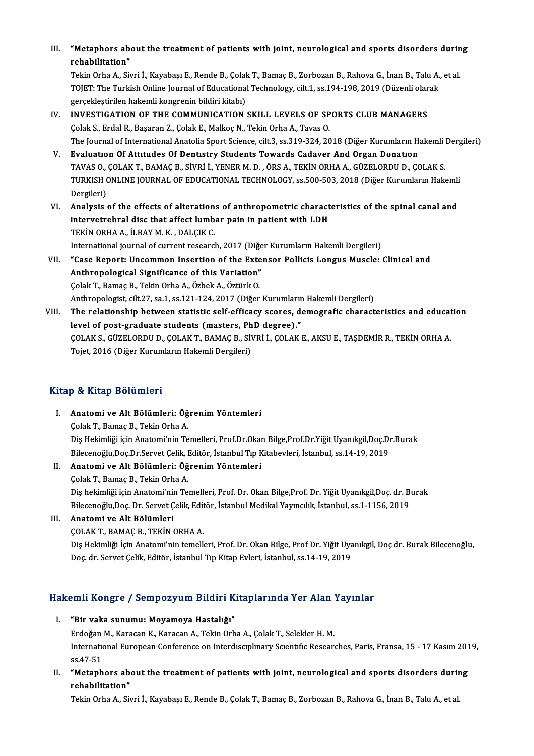III. **"Metaphors about the treatment of patients with joint, neurological and sports disorders during rehabilitation"**
Tekin Orha A., Sivri İ., Kayabaşı E., Rende B., Çolak T., Bamaç B., Zorbozan B., Rahova G., İnan B., Talu A., et al.
TOJET: The Turkish Online Journal of Educational Technology, cilt.1, ss.194-198, 2019 (Düzenli olarak gerçekleştirilen hakemli kongrenin bildiri kitabı)

IV. **INVESTIGATION OF THE COMMUNICATION SKILL LEVELS OF SPORTS CLUB MANAGERS**
Çolak S., Erdal R., Başaran Z., Çolak E., Malkoç N., Tekin Orha A., Tavas O.
The Journal of International Anatolia Sport Science, cilt.3, ss.319-324, 2018 (Diğer Kurumların Hakemli Dergileri)

V. **Evaluatıon Of Attıtudes Of Dentıstry Students Towards Cadaver And Organ Donatıon**
TAVAS O., ÇOLAK T., BAMAÇ B., SİVRİ İ., YENER M. D. , ÖRS A., TEKİN ORHA A., GÜZELORDU D., ÇOLAK S.
TURKISH ONLINE JOURNAL OF EDUCATIONAL TECHNOLOGY, ss.500-503, 2018 (Diğer Kurumların Hakemli Dergileri)

VI. **Analysis of the effects of alterations of anthropometric characteristics of the spinal canal and intervetrebral disc that affect lumbar pain in patient with LDH**
TEKİN ORHA A., İLBAY M. K. , DALÇIK C.
International journal of current research, 2017 (Diğer Kurumların Hakemli Dergileri)

VII. **"Case Report: Uncommon Insertion of the Extensor Pollicis Longus Muscle: Clinical and Anthropological Significance of this Variation"**
Çolak T., Bamaç B., Tekin Orha A., Özbek A., Öztürk O.
Anthropologist, cilt.27, sa.1, ss.121-124, 2017 (Diğer Kurumların Hakemli Dergileri)

VIII. **The relationship between statistic self-efficacy scores, demografic characteristics and education level of post-graduate students (masters, PhD degree)."**
ÇOLAK S., GÜZELORDU D., ÇOLAK T., BAMAÇ B., SİVRİ İ., ÇOLAK E., AKSU E., TAŞDEMİR R., TEKİN ORHA A.
Tojet, 2016 (Diğer Kurumların Hakemli Dergileri)

## Kitap & Kitap Bölümleri

I. **Anatomi ve Alt Bölümleri: Öğrenim Yöntemleri**
Çolak T., Bamaç B., Tekin Orha A.
Diş Hekimliği için Anatomi'nin Temelleri, Prof.Dr.Okan Bilge,Prof.Dr.Yiğit Uyanıkgil,Doç.Dr.Burak Bilecenoğlu,Doç.Dr.Servet Çelik, Editör, İstanbul Tıp Kitabevleri, İstanbul, ss.14-19, 2019

II. **Anatomi ve Alt Bölümleri: Öğrenim Yöntemleri**
Çolak T., Bamaç B., Tekin Orha A.
Diş hekimliği için Anatomi'nin Temelleri, Prof. Dr. Okan Bilge,Prof. Dr. Yiğit Uyanıkgil,Doç. dr. Burak Bilecenoğlu,Doç. Dr. Servet Çelik, Editör, İstanbul Medikal Yayıncılık, İstanbul, ss.1-1156, 2019

III. **Anatomi ve Alt Bölümleri**
ÇOLAK T., BAMAÇ B., TEKİN ORHA A.
Diş Hekimliği İçin Anatomi'nin temelleri, Prof. Dr. Okan Bilge, Prof Dr. Yiğit Uyanıkgil, Doç dr. Burak Bilecenoğlu, Doç. dr. Servet Çelik, Editör, İstanbul Tıp Kitap Evleri, İstanbul, ss.14-19, 2019

## Hakemli Kongre / Sempozyum Bildiri Kitaplarında Yer Alan Yayınlar

I. **"Bir vaka sunumu: Moyamoya Hastalığı"**
Erdoğan M., Karacan K., Karacan A., Tekin Orha A., Çolak T., Selekler H. M.
Internatıonal European Conference on Interdıscıplınary Scıentıfıc Researches, Paris, Fransa, 15 - 17 Kasım 2019, ss.47-51

II. **"Metaphors about the treatment of patients with joint, neurological and sports disorders during rehabilitation"**
Tekin Orha A., Sivri İ., Kayabaşı E., Rende B., Çolak T., Bamaç B., Zorbozan B., Rahova G., İnan B., Talu A., et al.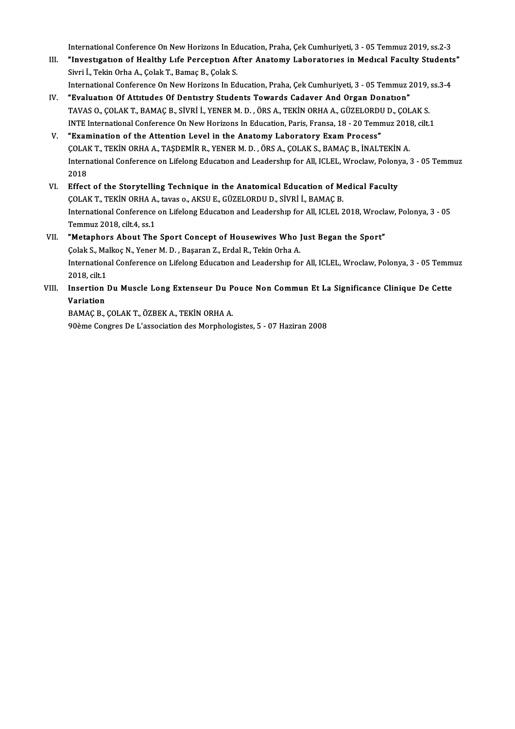International Conference On New Horizons In Education, Praha, Çek Cumhuriyeti, 3 - 05 Temmuz 2019, ss.2-3

III. **"Investıgatıon of Healthy Lıfe Perceptıon After Anatomy Laboratorıes in Medıcal Faculty Students"**
Sivri İ., Tekin Orha A., Çolak T., Bamaç B., Çolak S.
International Conference On New Horizons In Education, Praha, Çek Cumhuriyeti, 3 - 05 Temmuz 2019, ss.3-4

IV. **"Evaluatıon Of Attıtudes Of Dentıstry Students Towards Cadaver And Organ Donatıon"**
TAVAS O., ÇOLAK T., BAMAÇ B., SİVRİ İ., YENER M. D. , ÖRS A., TEKİN ORHA A., GÜZELORDU D., ÇOLAK S.
INTE International Conference On New Horizons In Education, Paris, Fransa, 18 - 20 Temmuz 2018, cilt.1

V. **"Examination of the Attention Level in the Anatomy Laboratory Exam Process"**
ÇOLAK T., TEKİN ORHA A., TAŞDEMİR R., YENER M. D. , ÖRS A., ÇOLAK S., BAMAÇ B., İNALTEKİN A.
International Conference on Lifelong Educatıon and Leadershıp for All, ICLEL, Wroclaw, Polonya, 3 - 05 Temmuz 2018

VI. **Effect of the Storytelling Technique in the Anatomical Education of Medical Faculty**
ÇOLAK T., TEKİN ORHA A., tavas o., AKSU E., GÜZELORDU D., SİVRİ İ., BAMAÇ B.
International Conference on Lifelong Educatıon and Leadershıp for All, ICLEL 2018, Wroclaw, Polonya, 3 - 05 Temmuz 2018, cilt.4, ss.1

VII. **"Metaphors About The Sport Concept of Housewives Who Just Began the Sport"**
Çolak S., Malkoç N., Yener M. D. , Başaran Z., Erdal R., Tekin Orha A.
International Conference on Lifelong Educatıon and Leadershıp for All, ICLEL, Wroclaw, Polonya, 3 - 05 Temmuz 2018, cilt.1

VIII. **Insertion Du Muscle Long Extenseur Du Pouce Non Commun Et La Significance Clinique De Cette Variation**
BAMAÇ B., ÇOLAK T., ÖZBEK A., TEKİN ORHA A.
90ème Congres De L'association des Morphologistes, 5 - 07 Haziran 2008